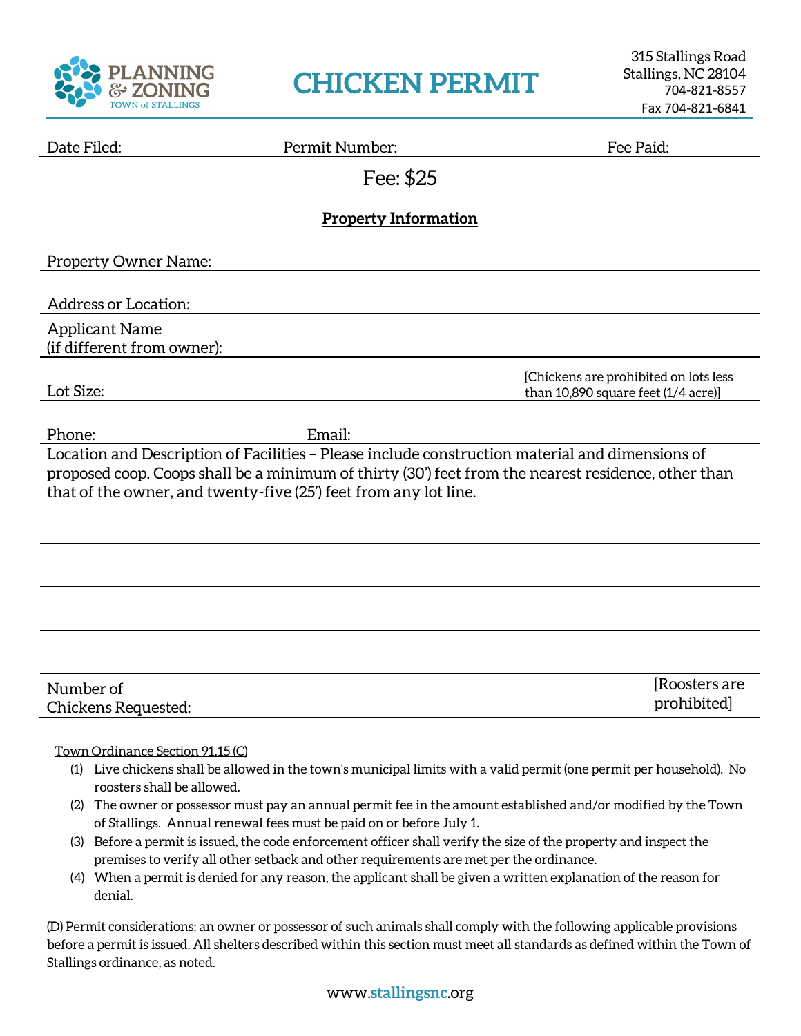PLANNING & ZONING
TOWN of STALLINGS

# CHICKEN PERMIT

315 Stallings Road
Stallings, NC 28104
704-821-8557
Fax 704-821-6841

Date Filed: Permit Number: Fee Paid:

Fee: $25

**Property Information**

Property Owner Name:

Address or Location:

Applicant Name
(if different from owner):

Lot Size: [Chickens are prohibited on lots less than 10,890 square feet (1/4 acre)]

Phone: Email:

Location and Description of Facilities – Please include construction material and dimensions of proposed coop. Coops shall be a minimum of thirty (30') feet from the nearest residence, other than that of the owner, and twenty-five (25') feet from any lot line.

Number of
Chickens Requested: [Roosters are prohibited]

Town Ordinance Section 91.15 (C)

(1) Live chickens shall be allowed in the town's municipal limits with a valid permit (one permit per household). No roosters shall be allowed.
(2) The owner or possessor must pay an annual permit fee in the amount established and/or modified by the Town of Stallings. Annual renewal fees must be paid on or before July 1.
(3) Before a permit is issued, the code enforcement officer shall verify the size of the property and inspect the premises to verify all other setback and other requirements are met per the ordinance.
(4) When a permit is denied for any reason, the applicant shall be given a written explanation of the reason for denial.

(D) Permit considerations: an owner or possessor of such animals shall comply with the following applicable provisions before a permit is issued. All shelters described within this section must meet all standards as defined within the Town of Stallings ordinance, as noted.

www.stallingsnc.org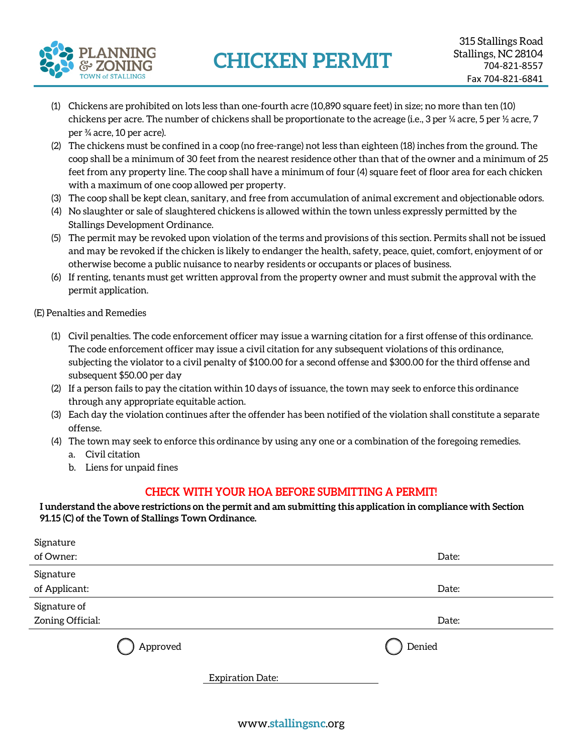# CHICKEN PERMIT

PLANNING & ZONING
TOWN of STALLINGS

315 Stallings Road
Stallings, NC 28104
704-821-8557
Fax 704-821-6841

(1) Chickens are prohibited on lots less than one-fourth acre (10,890 square feet) in size; no more than ten (10) chickens per acre. The number of chickens shall be proportionate to the acreage (i.e., 3 per ¼ acre, 5 per ½ acre, 7 per ¾ acre, 10 per acre).

(2) The chickens must be confined in a coop (no free-range) not less than eighteen (18) inches from the ground. The coop shall be a minimum of 30 feet from the nearest residence other than that of the owner and a minimum of 25 feet from any property line. The coop shall have a minimum of four (4) square feet of floor area for each chicken with a maximum of one coop allowed per property.

(3) The coop shall be kept clean, sanitary, and free from accumulation of animal excrement and objectionable odors.

(4) No slaughter or sale of slaughtered chickens is allowed within the town unless expressly permitted by the Stallings Development Ordinance.

(5) The permit may be revoked upon violation of the terms and provisions of this section. Permits shall not be issued and may be revoked if the chicken is likely to endanger the health, safety, peace, quiet, comfort, enjoyment of or otherwise become a public nuisance to nearby residents or occupants or places of business.

(6) If renting, tenants must get written approval from the property owner and must submit the approval with the permit application.

(E) Penalties and Remedies

(1) Civil penalties. The code enforcement officer may issue a warning citation for a first offense of this ordinance. The code enforcement officer may issue a civil citation for any subsequent violations of this ordinance, subjecting the violator to a civil penalty of $100.00 for a second offense and $300.00 for the third offense and subsequent $50.00 per day

(2) If a person fails to pay the citation within 10 days of issuance, the town may seek to enforce this ordinance through any appropriate equitable action.

(3) Each day the violation continues after the offender has been notified of the violation shall constitute a separate offense.

(4) The town may seek to enforce this ordinance by using any one or a combination of the foregoing remedies.
   a. Civil citation
   b. Liens for unpaid fines

## CHECK WITH YOUR HOA BEFORE SUBMITTING A PERMIT!

**I understand the above restrictions on the permit and am submitting this application in compliance with Section 91.15 (C) of the Town of Stallings Town Ordinance.**

Signature of Owner: _______________________ Date: __________

Signature of Applicant: _______________________ Date: __________

Signature of Zoning Official: _______________________ Date: __________

◯ Approved ◯ Denied

Expiration Date: __________

www.stallingsnc.org